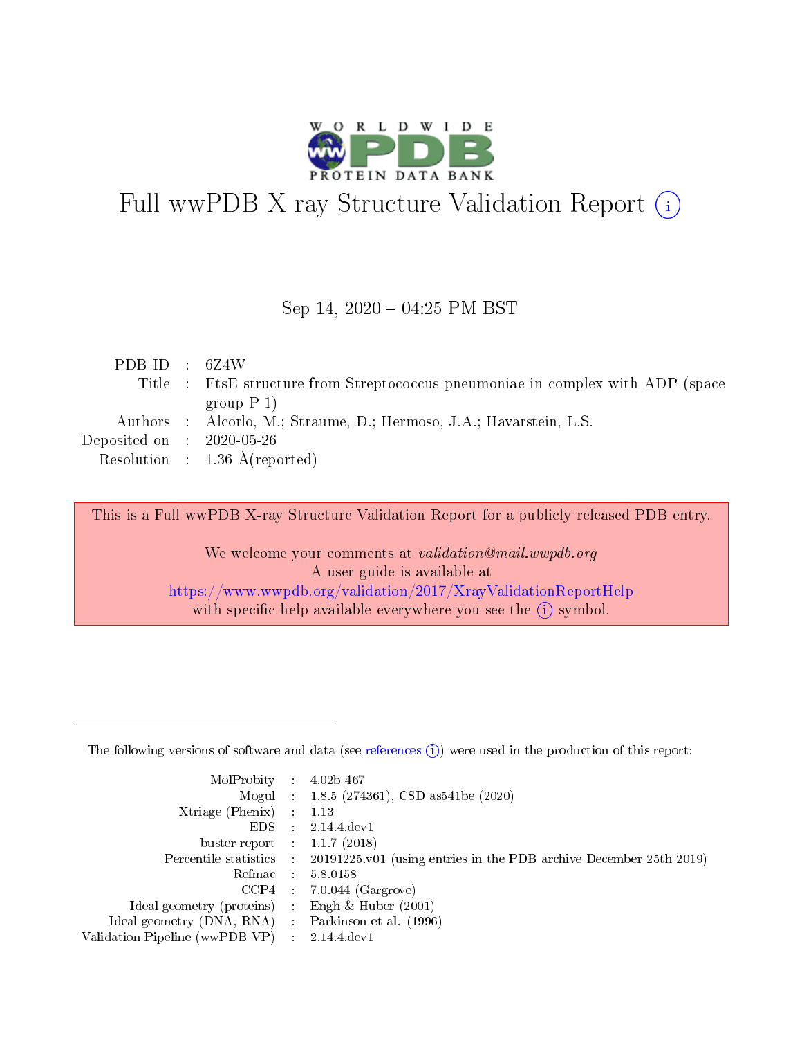# Full wwPDB X-ray Structure Validation Report (i)

Sep 14, 2020 – 04:25 PM BST

| | | |
|---|---|---|
| PDB ID | : | 6Z4W |
| Title | : | FtsE structure from Streptococcus pneumoniae in complex with ADP (space group P 1) |
| Authors | : | Alcorlo, M.; Straume, D.; Hermoso, J.A.; Havarstein, L.S. |
| Deposited on | : | 2020-05-26 |
| Resolution | : | 1.36 Å(reported) |

This is a Full wwPDB X-ray Structure Validation Report for a publicly released PDB entry.

We welcome your comments at *validation@mail.wwpdb.org*
A user guide is available at
https://www.wwpdb.org/validation/2017/XrayValidationReportHelp
with specific help available everywhere you see the (i) symbol.

---

The following versions of software and data (see references (i)) were used in the production of this report:

| | | |
|---|---|---|
| MolProbity | : | 4.02b-467 |
| Mogul | : | 1.8.5 (274361), CSD as541be (2020) |
| Xtriage (Phenix) | : | 1.13 |
| EDS | : | 2.14.4.dev1 |
| buster-report | : | 1.1.7 (2018) |
| Percentile statistics | : | 20191225.v01 (using entries in the PDB archive December 25th 2019) |
| Refmac | : | 5.8.0158 |
| CCP4 | : | 7.0.044 (Gargrove) |
| Ideal geometry (proteins) | : | Engh & Huber (2001) |
| Ideal geometry (DNA, RNA) | : | Parkinson et al. (1996) |
| Validation Pipeline (wwPDB-VP) | : | 2.14.4.dev1 |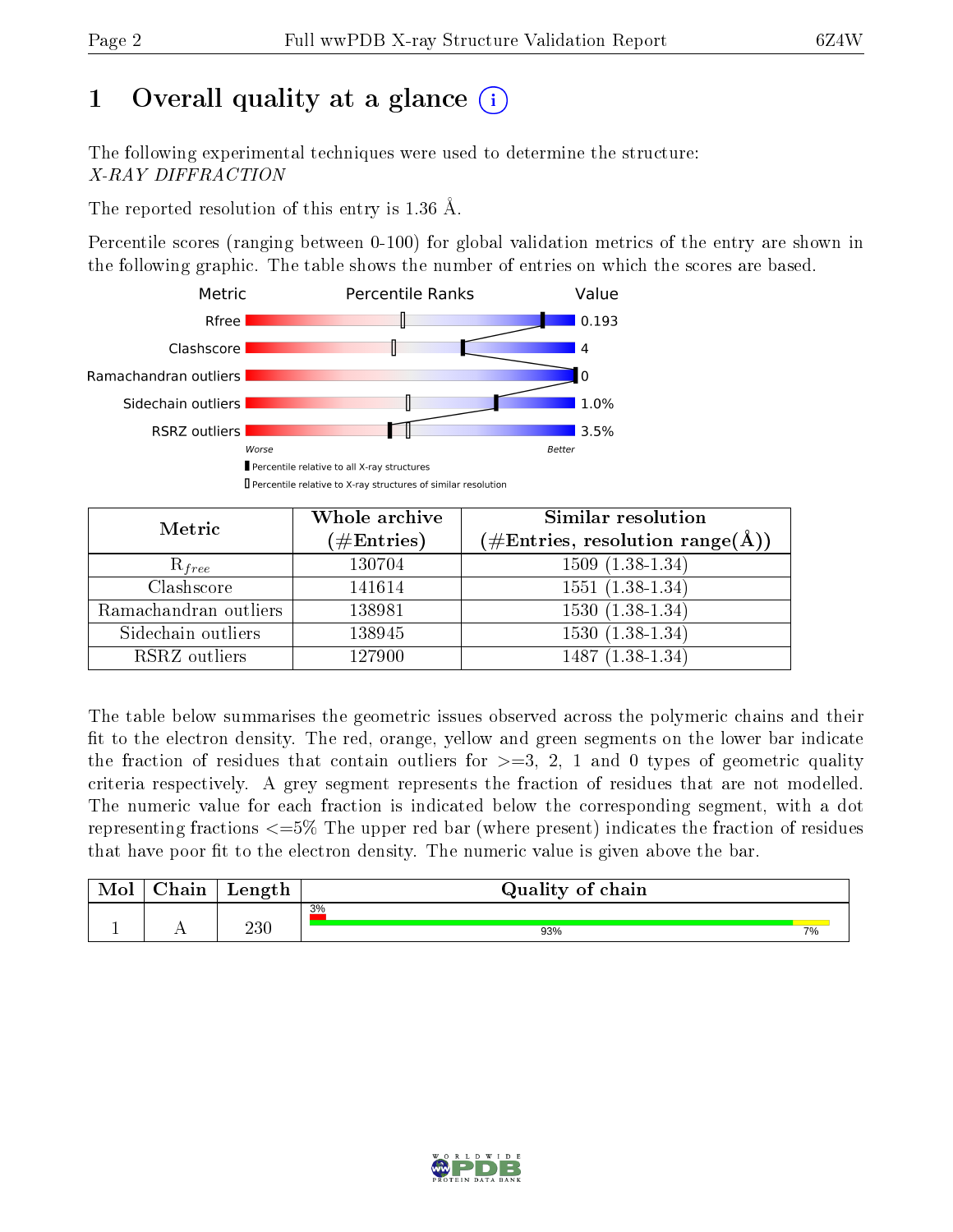# 1 Overall quality at a glance (i)

The following experimental techniques were used to determine the structure:
*X-RAY DIFFRACTION*

The reported resolution of this entry is 1.36 Å.

Percentile scores (ranging between 0-100) for global validation metrics of the entry are shown in the following graphic. The table shows the number of entries on which the scores are based.

| Metric | Value |
|---|---|
| Rfree | 0.193 |
| Clashscore | 4 |
| Ramachandran outliers | 0 |
| Sidechain outliers | 1.0% |
| RSRZ outliers | 3.5% |

Worse — Better

▮ Percentile relative to all X-ray structures
▯ Percentile relative to X-ray structures of similar resolution

| Metric | Whole archive (#Entries) | Similar resolution (#Entries, resolution range(Å)) |
|---|---|---|
| $R_{free}$ | 130704 | 1509 (1.38-1.34) |
| Clashscore | 141614 | 1551 (1.38-1.34) |
| Ramachandran outliers | 138981 | 1530 (1.38-1.34) |
| Sidechain outliers | 138945 | 1530 (1.38-1.34) |
| RSRZ outliers | 127900 | 1487 (1.38-1.34) |

The table below summarises the geometric issues observed across the polymeric chains and their fit to the electron density. The red, orange, yellow and green segments on the lower bar indicate the fraction of residues that contain outliers for >=3, 2, 1 and 0 types of geometric quality criteria respectively. A grey segment represents the fraction of residues that are not modelled. The numeric value for each fraction is indicated below the corresponding segment, with a dot representing fractions <=5% The upper red bar (where present) indicates the fraction of residues that have poor fit to the electron density. The numeric value is given above the bar.

| Mol | Chain | Length | Quality of chain |
|---|---|---|---|
| 1 | A | 230 | 3% (poor fit); 93% (green), 7% (yellow) |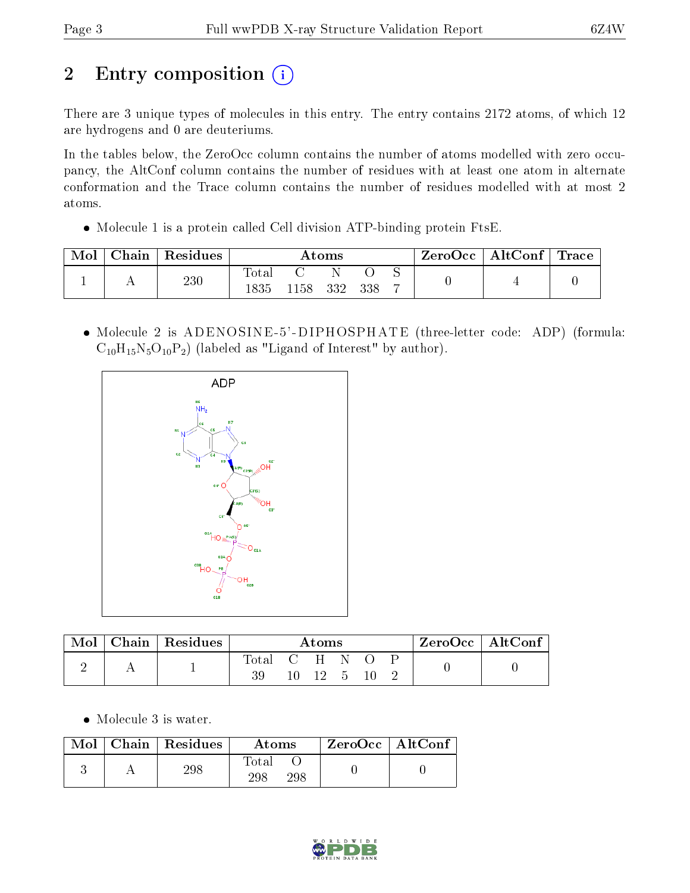# 2 Entry composition

There are 3 unique types of molecules in this entry. The entry contains 2172 atoms, of which 12 are hydrogens and 0 are deuteriums.

In the tables below, the ZeroOcc column contains the number of atoms modelled with zero occupancy, the AltConf column contains the number of residues with at least one atom in alternate conformation and the Trace column contains the number of residues modelled with at most 2 atoms.

- Molecule 1 is a protein called Cell division ATP-binding protein FtsE.

| Mol | Chain | Residues | Atoms | | | | | ZeroOcc | AltConf | Trace |
|---|---|---|---|---|---|---|---|---|---|---|
| 1 | A | 230 | Total 1835 | C 1158 | N 332 | O 338 | S 7 | 0 | 4 | 0 |

- Molecule 2 is ADENOSINE-5'-DIPHOSPHATE (three-letter code: ADP) (formula: $C_{10}H_{15}N_5O_{10}P_2$) (labeled as "Ligand of Interest" by author).

| Mol | Chain | Residues | Atoms | | | | | | ZeroOcc | AltConf |
|---|---|---|---|---|---|---|---|---|---|---|
| 2 | A | 1 | Total 39 | C 10 | H 12 | N 5 | O 10 | P 2 | 0 | 0 |

- Molecule 3 is water.

| Mol | Chain | Residues | Atoms | | ZeroOcc | AltConf |
|---|---|---|---|---|---|---|
| 3 | A | 298 | Total 298 | O 298 | 0 | 0 |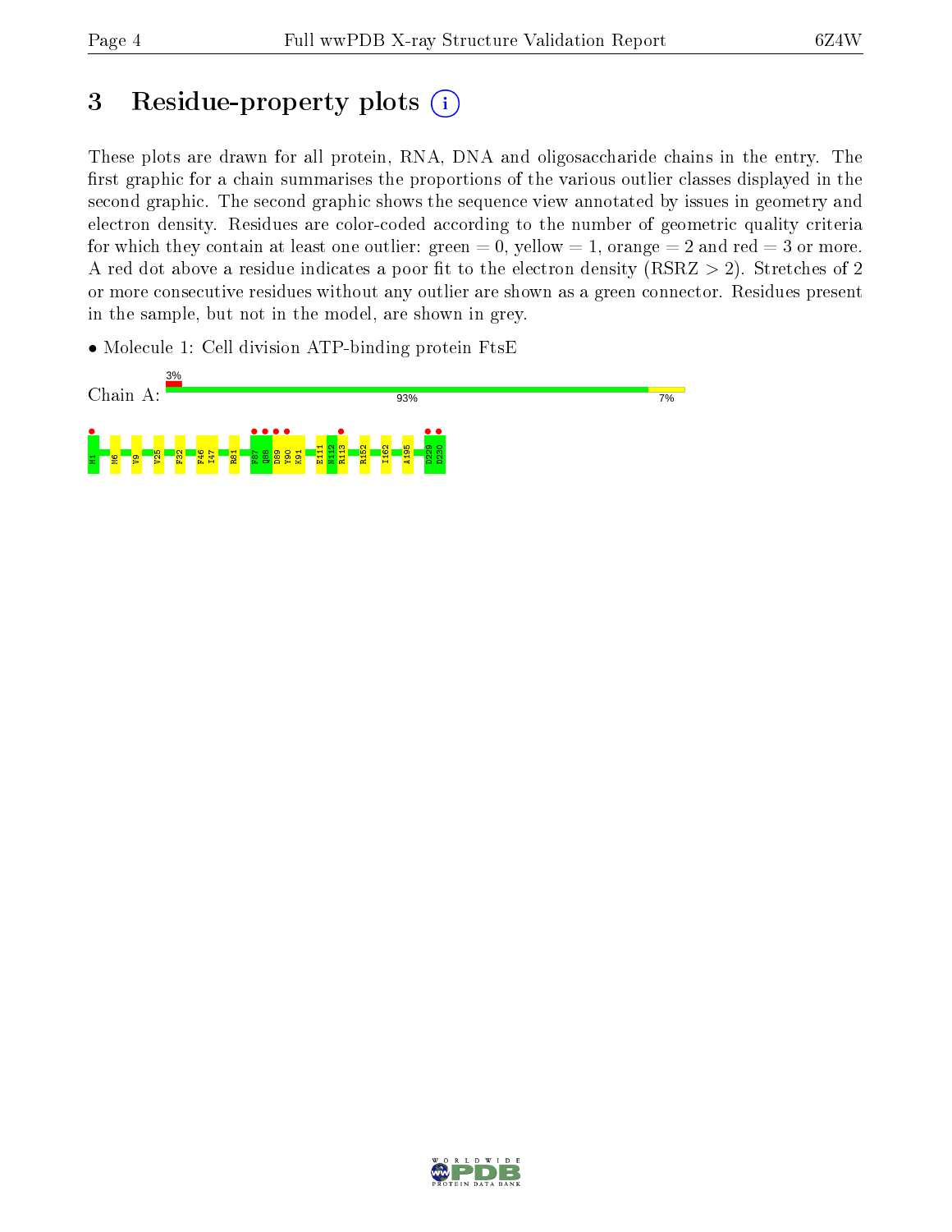# 3 Residue-property plots

These plots are drawn for all protein, RNA, DNA and oligosaccharide chains in the entry. The first graphic for a chain summarises the proportions of the various outlier classes displayed in the second graphic. The second graphic shows the sequence view annotated by issues in geometry and electron density. Residues are color-coded according to the number of geometric quality criteria for which they contain at least one outlier: green = 0, yellow = 1, orange = 2 and red = 3 or more. A red dot above a residue indicates a poor fit to the electron density (RSRZ > 2). Stretches of 2 or more consecutive residues without any outlier are shown as a green connector. Residues present in the sample, but not in the model, are shown in grey.

- Molecule 1: Cell division ATP-binding protein FtsE

Chain A: 3% | 93% | 7%

M1 M6 V9 V25 F32 F46 I47 R81 F87 Q88 D89 Y90 K91 E111 N112 R113 R152 I162 A195 D229 D230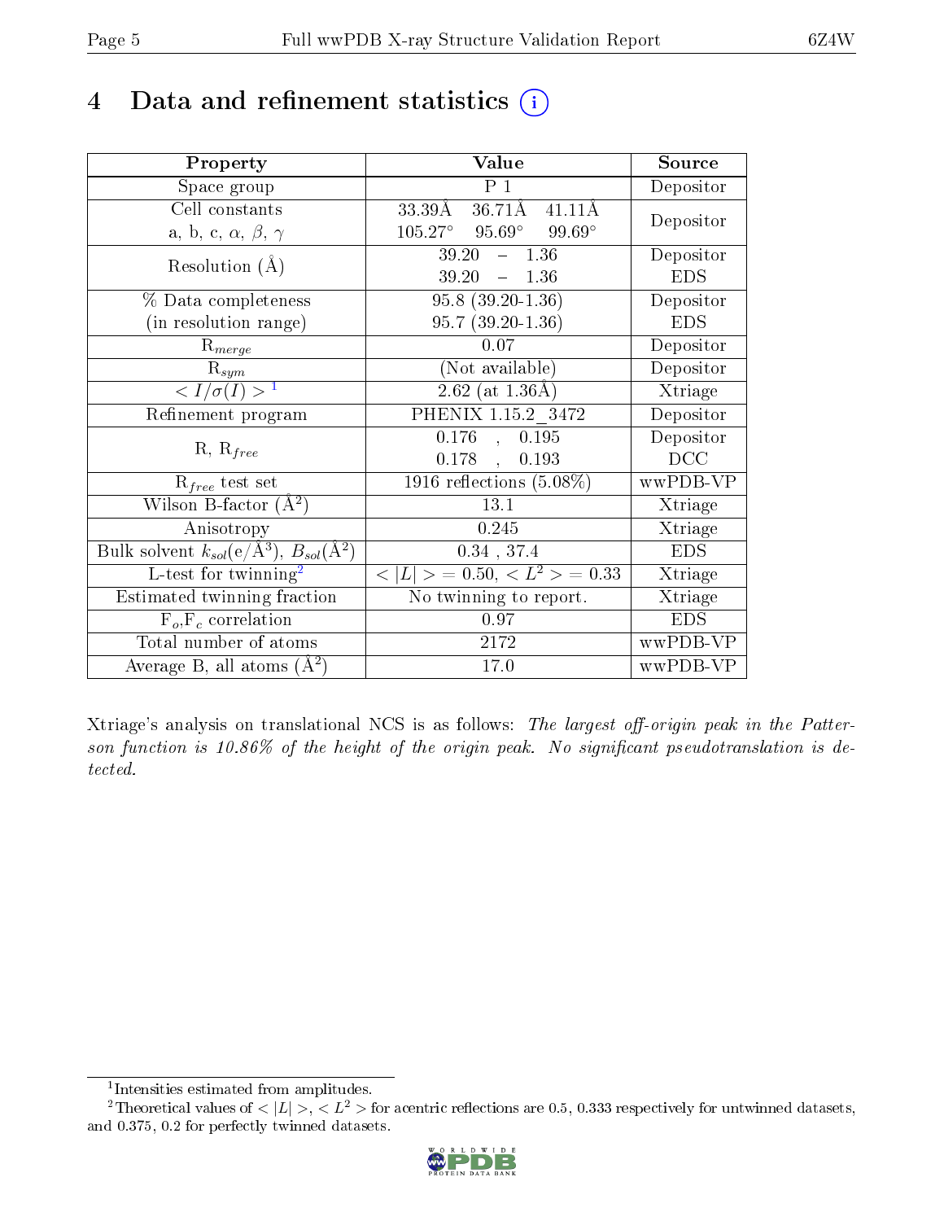# 4 Data and refinement statistics (i)

| Property | Value | Source |
|---|---|---|
| Space group | P 1 | Depositor |
| Cell constants<br>a, b, c, $\alpha$, $\beta$, $\gamma$ | 33.39Å 36.71Å 41.11Å<br>105.27° 95.69° 99.69° | Depositor |
| Resolution (Å) | 39.20 – 1.36<br>39.20 – 1.36 | Depositor<br>EDS |
| % Data completeness<br>(in resolution range) | 95.8 (39.20-1.36)<br>95.7 (39.20-1.36) | Depositor<br>EDS |
| $R_{merge}$ | 0.07 | Depositor |
| $R_{sym}$ | (Not available) | Depositor |
| $< I/\sigma(I) >$ [1] | 2.62 (at 1.36Å) | Xtriage |
| Refinement program | PHENIX 1.15.2_3472 | Depositor |
| R, $R_{free}$ | 0.176 , 0.195<br>0.178 , 0.193 | Depositor<br>DCC |
| $R_{free}$ test set | 1916 reflections (5.08%) | wwPDB-VP |
| Wilson B-factor (Å$^2$) | 13.1 | Xtriage |
| Anisotropy | 0.245 | Xtriage |
| Bulk solvent $k_{sol}$(e/Å$^3$), $B_{sol}$(Å$^2$) | 0.34 , 37.4 | EDS |
| L-test for twinning[2] | $< \|L\| >$ = 0.50, $< L^2 >$ = 0.33 | Xtriage |
| Estimated twinning fraction | No twinning to report. | Xtriage |
| $F_o$,$F_c$ correlation | 0.97 | EDS |
| Total number of atoms | 2172 | wwPDB-VP |
| Average B, all atoms (Å$^2$) | 17.0 | wwPDB-VP |

Xtriage's analysis on translational NCS is as follows: *The largest off-origin peak in the Patterson function is 10.86% of the height of the origin peak. No significant pseudotranslation is detected.*

[1] Intensities estimated from amplitudes.

[2] Theoretical values of $< |L| >$, $< L^2 >$ for acentric reflections are 0.5, 0.333 respectively for untwinned datasets, and 0.375, 0.2 for perfectly twinned datasets.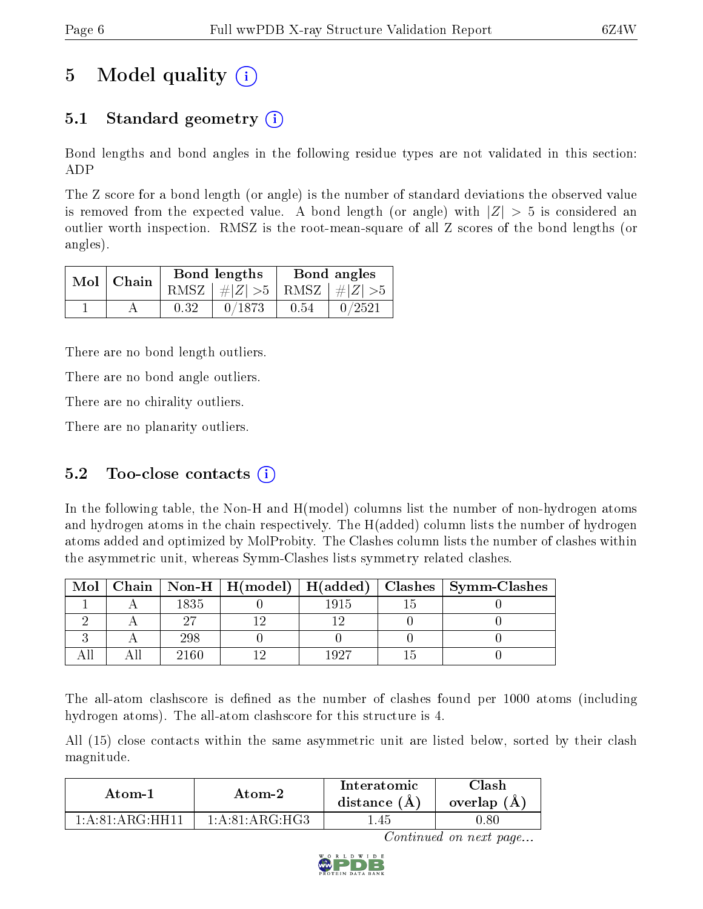# 5 Model quality (i)

## 5.1 Standard geometry (i)

Bond lengths and bond angles in the following residue types are not validated in this section: ADP

The Z score for a bond length (or angle) is the number of standard deviations the observed value is removed from the expected value. A bond length (or angle) with $|Z| > 5$ is considered an outlier worth inspection. RMSZ is the root-mean-square of all Z scores of the bond lengths (or angles).

| Mol | Chain | Bond lengths | | Bond angles | |
|---|---|---|---|---|---|
| | | RMSZ | $\#\|Z\| > 5$ | RMSZ | $\#\|Z\| > 5$ |
| 1 | A | 0.32 | 0/1873 | 0.54 | 0/2521 |

There are no bond length outliers.

There are no bond angle outliers.

There are no chirality outliers.

There are no planarity outliers.

## 5.2 Too-close contacts (i)

In the following table, the Non-H and H(model) columns list the number of non-hydrogen atoms and hydrogen atoms in the chain respectively. The H(added) column lists the number of hydrogen atoms added and optimized by MolProbity. The Clashes column lists the number of clashes within the asymmetric unit, whereas Symm-Clashes lists symmetry related clashes.

| Mol | Chain | Non-H | H(model) | H(added) | Clashes | Symm-Clashes |
|---|---|---|---|---|---|---|
| 1 | A | 1835 | 0 | 1915 | 15 | 0 |
| 2 | A | 27 | 12 | 12 | 0 | 0 |
| 3 | A | 298 | 0 | 0 | 0 | 0 |
| All | All | 2160 | 12 | 1927 | 15 | 0 |

The all-atom clashscore is defined as the number of clashes found per 1000 atoms (including hydrogen atoms). The all-atom clashscore for this structure is 4.

All (15) close contacts within the same asymmetric unit are listed below, sorted by their clash magnitude.

| Atom-1 | Atom-2 | Interatomic distance (Å) | Clash overlap (Å) |
|---|---|---|---|
| 1:A:81:ARG:HH11 | 1:A:81:ARG:HG3 | 1.45 | 0.80 |

*Continued on next page...*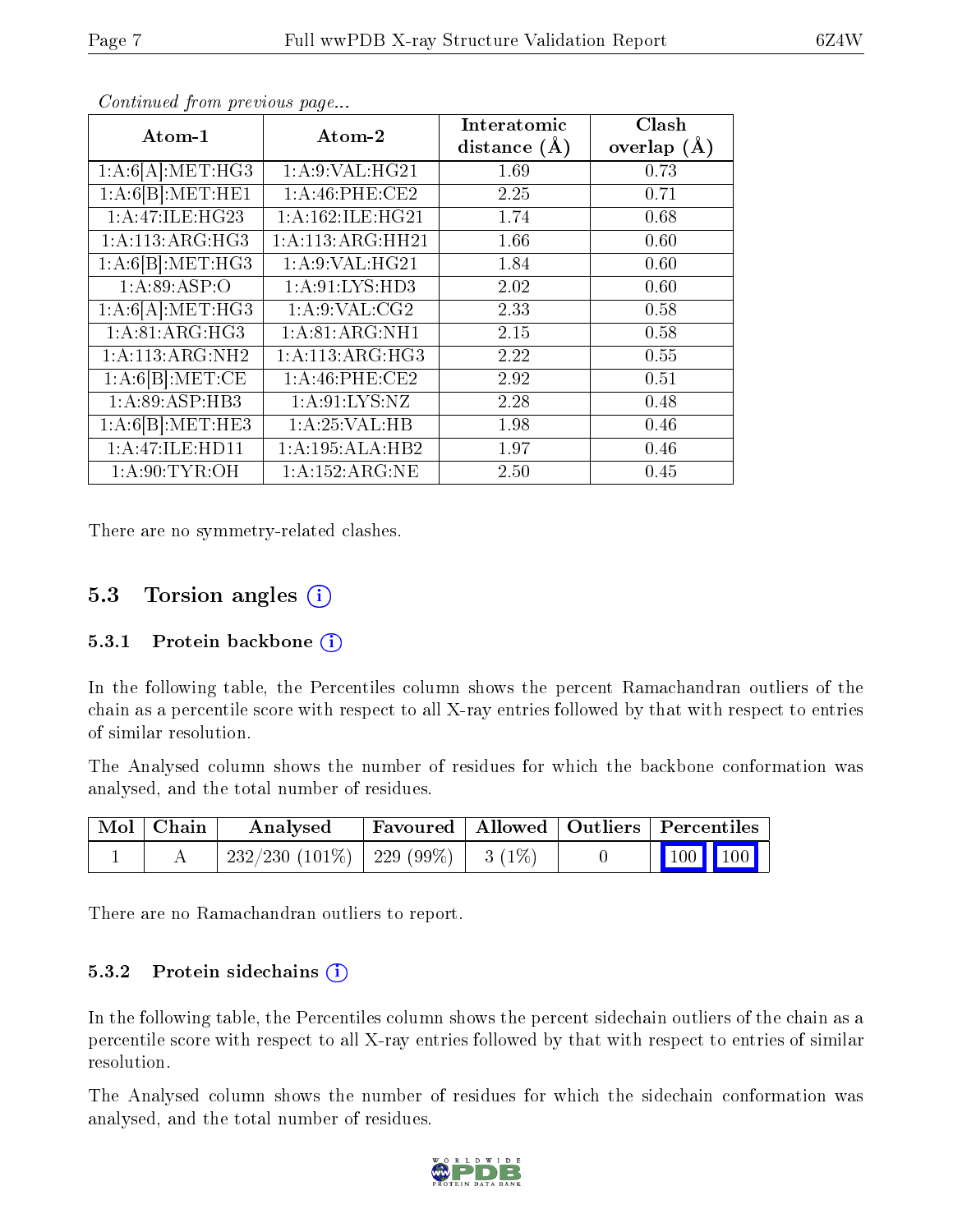*Continued from previous page...*

| Atom-1 | Atom-2 | Interatomic distance (Å) | Clash overlap (Å) |
|---|---|---|---|
| 1:A:6[A]:MET:HG3 | 1:A:9:VAL:HG21 | 1.69 | 0.73 |
| 1:A:6[B]:MET:HE1 | 1:A:46:PHE:CE2 | 2.25 | 0.71 |
| 1:A:47:ILE:HG23 | 1:A:162:ILE:HG21 | 1.74 | 0.68 |
| 1:A:113:ARG:HG3 | 1:A:113:ARG:HH21 | 1.66 | 0.60 |
| 1:A:6[B]:MET:HG3 | 1:A:9:VAL:HG21 | 1.84 | 0.60 |
| 1:A:89:ASP:O | 1:A:91:LYS:HD3 | 2.02 | 0.60 |
| 1:A:6[A]:MET:HG3 | 1:A:9:VAL:CG2 | 2.33 | 0.58 |
| 1:A:81:ARG:HG3 | 1:A:81:ARG:NH1 | 2.15 | 0.58 |
| 1:A:113:ARG:NH2 | 1:A:113:ARG:HG3 | 2.22 | 0.55 |
| 1:A:6[B]:MET:CE | 1:A:46:PHE:CE2 | 2.92 | 0.51 |
| 1:A:89:ASP:HB3 | 1:A:91:LYS:NZ | 2.28 | 0.48 |
| 1:A:6[B]:MET:HE3 | 1:A:25:VAL:HB | 1.98 | 0.46 |
| 1:A:47:ILE:HD11 | 1:A:195:ALA:HB2 | 1.97 | 0.46 |
| 1:A:90:TYR:OH | 1:A:152:ARG:NE | 2.50 | 0.45 |

There are no symmetry-related clashes.

## 5.3 Torsion angles (i)

### 5.3.1 Protein backbone (i)

In the following table, the Percentiles column shows the percent Ramachandran outliers of the chain as a percentile score with respect to all X-ray entries followed by that with respect to entries of similar resolution.

The Analysed column shows the number of residues for which the backbone conformation was analysed, and the total number of residues.

| Mol | Chain | Analysed | Favoured | Allowed | Outliers | Percentiles | |
|---|---|---|---|---|---|---|---|
| 1 | A | 232/230 (101%) | 229 (99%) | 3 (1%) | 0 | 100 | 100 |

There are no Ramachandran outliers to report.

### 5.3.2 Protein sidechains (i)

In the following table, the Percentiles column shows the percent sidechain outliers of the chain as a percentile score with respect to all X-ray entries followed by that with respect to entries of similar resolution.

The Analysed column shows the number of residues for which the sidechain conformation was analysed, and the total number of residues.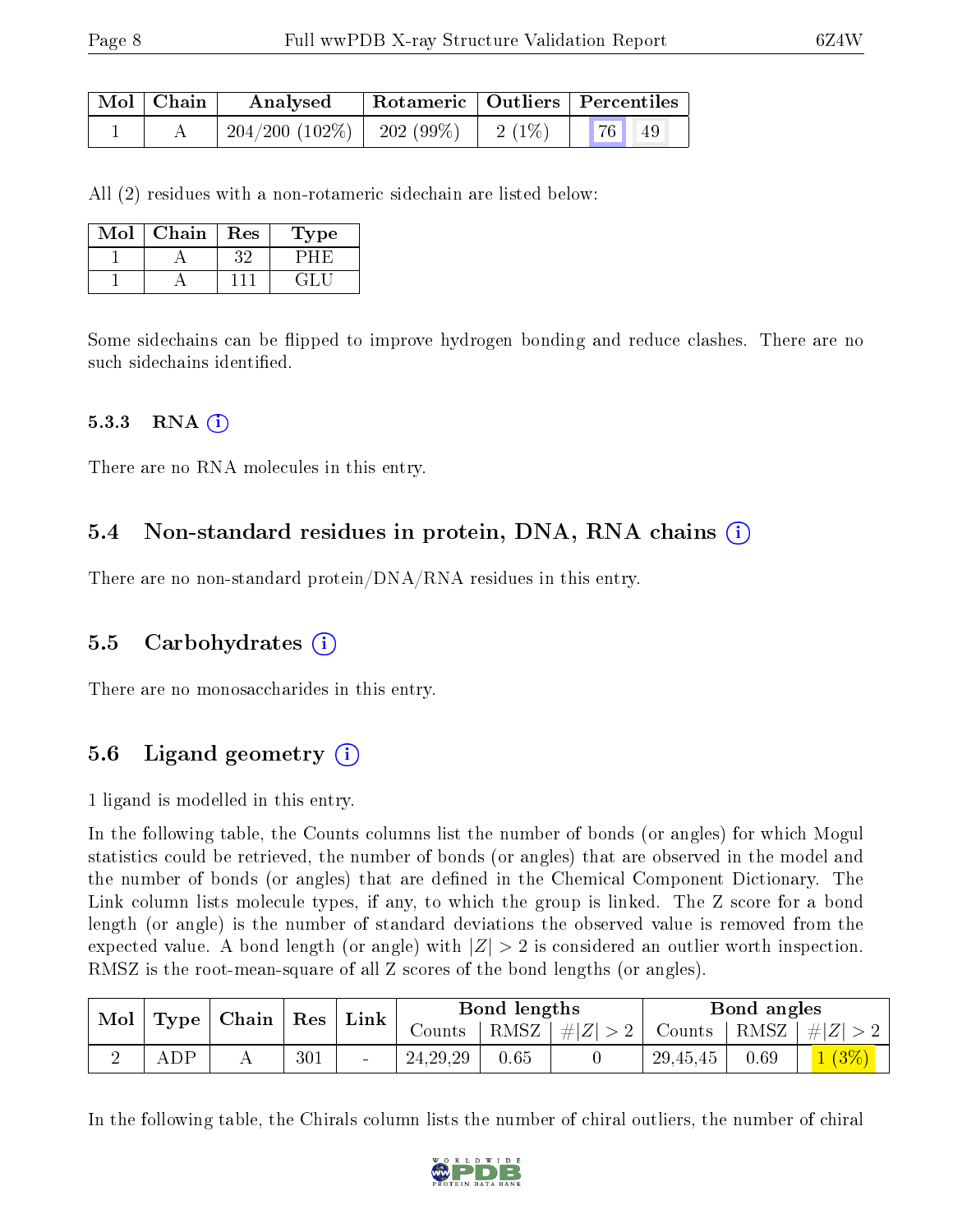| Mol | Chain | Analysed | Rotameric | Outliers | Percentiles | |
|---|---|---|---|---|---|---|
| 1 | A | 204/200 (102%) | 202 (99%) | 2 (1%) | 76 | 49 |

All (2) residues with a non-rotameric sidechain are listed below:

| Mol | Chain | Res | Type |
|---|---|---|---|
| 1 | A | 32 | PHE |
| 1 | A | 111 | GLU |

Some sidechains can be flipped to improve hydrogen bonding and reduce clashes. There are no such sidechains identified.

#### 5.3.3 RNA (i)

There are no RNA molecules in this entry.

### 5.4 Non-standard residues in protein, DNA, RNA chains (i)

There are no non-standard protein/DNA/RNA residues in this entry.

### 5.5 Carbohydrates (i)

There are no monosaccharides in this entry.

### 5.6 Ligand geometry (i)

1 ligand is modelled in this entry.

In the following table, the Counts columns list the number of bonds (or angles) for which Mogul statistics could be retrieved, the number of bonds (or angles) that are observed in the model and the number of bonds (or angles) that are defined in the Chemical Component Dictionary. The Link column lists molecule types, if any, to which the group is linked. The Z score for a bond length (or angle) is the number of standard deviations the observed value is removed from the expected value. A bond length (or angle) with $|Z| > 2$ is considered an outlier worth inspection. RMSZ is the root-mean-square of all Z scores of the bond lengths (or angles).

| Mol | Type | Chain | Res | Link | Bond lengths | | | Bond angles | | |
|---|---|---|---|---|---|---|---|---|---|---|
| | | | | | Counts | RMSZ | $\#\|Z\| > 2$ | Counts | RMSZ | $\#\|Z\| > 2$ |
| 2 | ADP | A | 301 | - | 24,29,29 | 0.65 | 0 | 29,45,45 | 0.69 | 1 (3%) |

In the following table, the Chirals column lists the number of chiral outliers, the number of chiral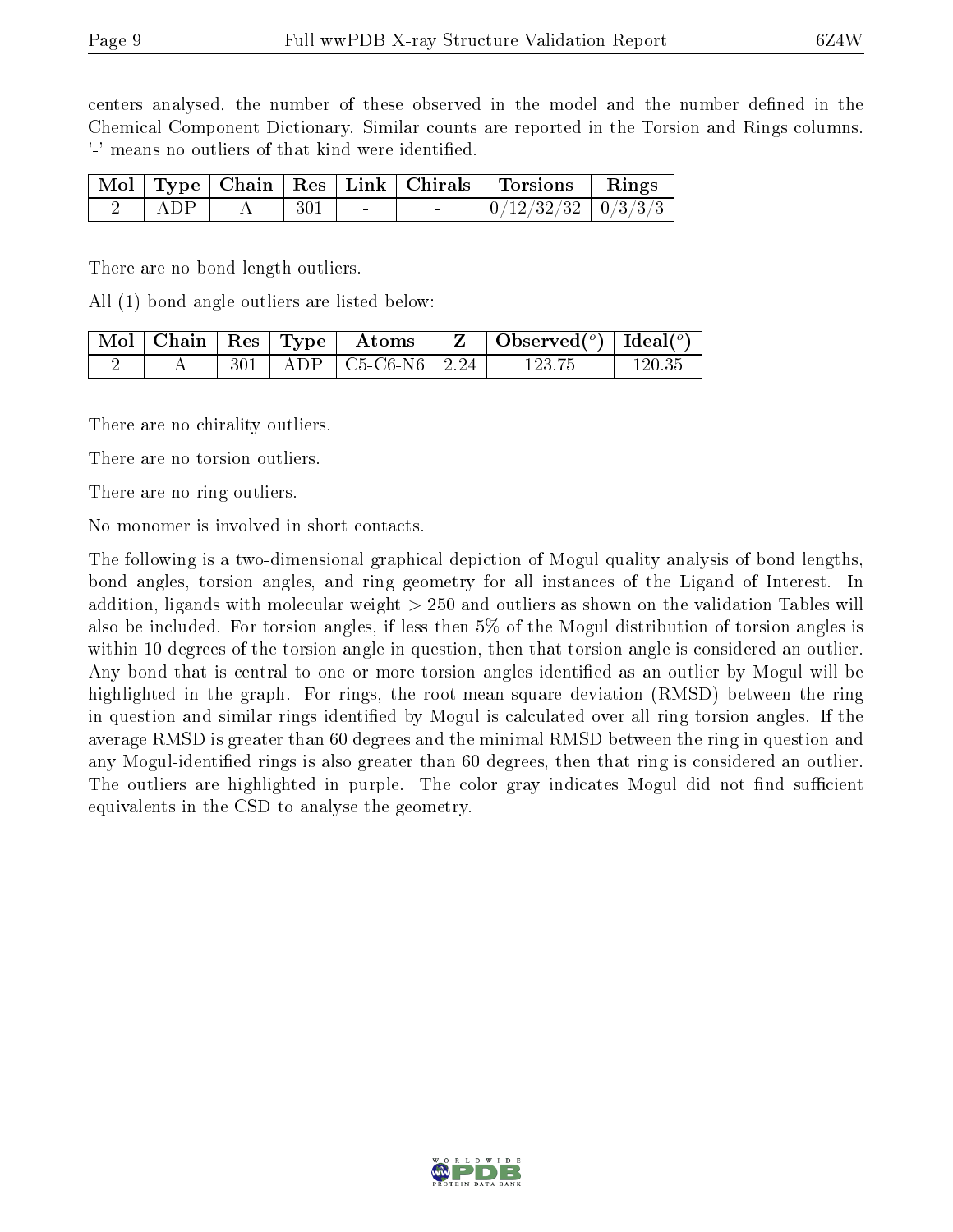centers analysed, the number of these observed in the model and the number defined in the Chemical Component Dictionary. Similar counts are reported in the Torsion and Rings columns. '-' means no outliers of that kind were identified.

| Mol | Type | Chain | Res | Link | Chirals | Torsions | Rings |
|---|---|---|---|---|---|---|---|
| 2 | ADP | A | 301 | - | - | 0/12/32/32 | 0/3/3/3 |

There are no bond length outliers.

All (1) bond angle outliers are listed below:

| Mol | Chain | Res | Type | Atoms | Z | Observed(°) | Ideal(°) |
|---|---|---|---|---|---|---|---|
| 2 | A | 301 | ADP | C5-C6-N6 | 2.24 | 123.75 | 120.35 |

There are no chirality outliers.

There are no torsion outliers.

There are no ring outliers.

No monomer is involved in short contacts.

The following is a two-dimensional graphical depiction of Mogul quality analysis of bond lengths, bond angles, torsion angles, and ring geometry for all instances of the Ligand of Interest. In addition, ligands with molecular weight > 250 and outliers as shown on the validation Tables will also be included. For torsion angles, if less then 5% of the Mogul distribution of torsion angles is within 10 degrees of the torsion angle in question, then that torsion angle is considered an outlier. Any bond that is central to one or more torsion angles identified as an outlier by Mogul will be highlighted in the graph. For rings, the root-mean-square deviation (RMSD) between the ring in question and similar rings identified by Mogul is calculated over all ring torsion angles. If the average RMSD is greater than 60 degrees and the minimal RMSD between the ring in question and any Mogul-identified rings is also greater than 60 degrees, then that ring is considered an outlier. The outliers are highlighted in purple. The color gray indicates Mogul did not find sufficient equivalents in the CSD to analyse the geometry.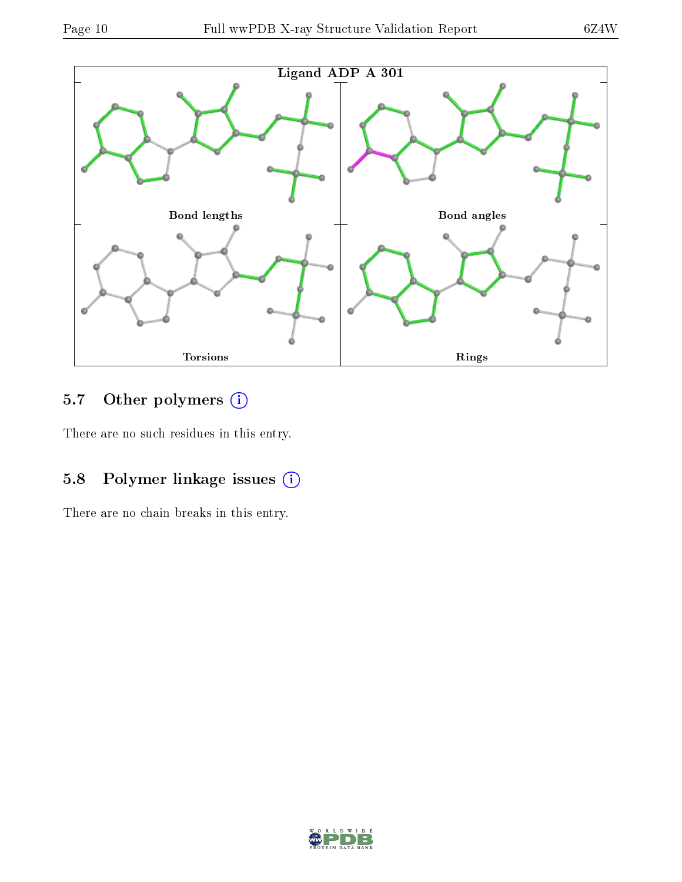Ligand ADP A 301

Bond lengths

Bond angles

Torsions

Rings

## 5.7 Other polymers

There are no such residues in this entry.

## 5.8 Polymer linkage issues

There are no chain breaks in this entry.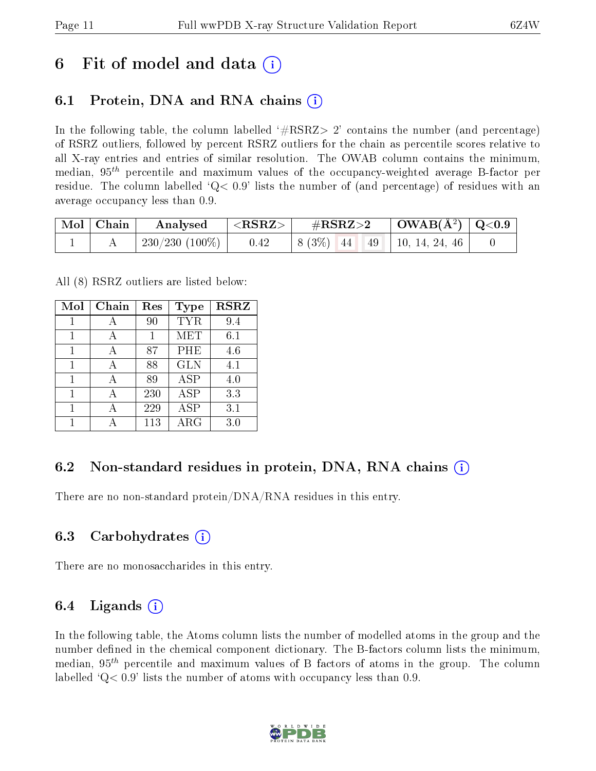# 6 Fit of model and data (i)

## 6.1 Protein, DNA and RNA chains (i)

In the following table, the column labelled '#RSRZ> 2' contains the number (and percentage) of RSRZ outliers, followed by percent RSRZ outliers for the chain as percentile scores relative to all X-ray entries and entries of similar resolution. The OWAB column contains the minimum, median, $95^{th}$ percentile and maximum values of the occupancy-weighted average B-factor per residue. The column labelled 'Q< 0.9' lists the number of (and percentage) of residues with an average occupancy less than 0.9.

| Mol | Chain | Analysed | <RSRZ> | #RSRZ>2 | | | OWAB(Å$^2$) | Q<0.9 |
|---|---|---|---|---|---|---|---|---|
| 1 | A | 230/230 (100%) | 0.42 | 8 (3%) | 44 | 49 | 10, 14, 24, 46 | 0 |

All (8) RSRZ outliers are listed below:

| Mol | Chain | Res | Type | RSRZ |
|---|---|---|---|---|
| 1 | A | 90 | TYR | 9.4 |
| 1 | A | 1 | MET | 6.1 |
| 1 | A | 87 | PHE | 4.6 |
| 1 | A | 88 | GLN | 4.1 |
| 1 | A | 89 | ASP | 4.0 |
| 1 | A | 230 | ASP | 3.3 |
| 1 | A | 229 | ASP | 3.1 |
| 1 | A | 113 | ARG | 3.0 |

## 6.2 Non-standard residues in protein, DNA, RNA chains (i)

There are no non-standard protein/DNA/RNA residues in this entry.

## 6.3 Carbohydrates (i)

There are no monosaccharides in this entry.

## 6.4 Ligands (i)

In the following table, the Atoms column lists the number of modelled atoms in the group and the number defined in the chemical component dictionary. The B-factors column lists the minimum, median, $95^{th}$ percentile and maximum values of B factors of atoms in the group. The column labelled 'Q< 0.9' lists the number of atoms with occupancy less than 0.9.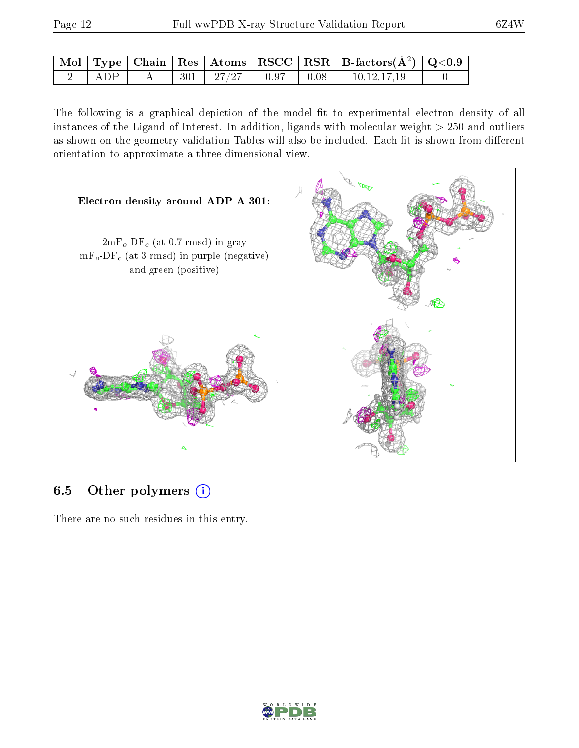| Mol | Type | Chain | Res | Atoms | RSCC | RSR | B-factors($\AA^2$) | Q<0.9 |
|---|---|---|---|---|---|---|---|---|
| 2 | ADP | A | 301 | 27/27 | 0.97 | 0.08 | 10,12,17,19 | 0 |

The following is a graphical depiction of the model fit to experimental electron density of all instances of the Ligand of Interest. In addition, ligands with molecular weight > 250 and outliers as shown on the geometry validation Tables will also be included. Each fit is shown from different orientation to approximate a three-dimensional view.

**Electron density around ADP A 301:**

$2mF_o$-$DF_c$ (at 0.7 rmsd) in gray
$mF_o$-$DF_c$ (at 3 rmsd) in purple (negative) and green (positive)

## 6.5 Other polymers

There are no such residues in this entry.